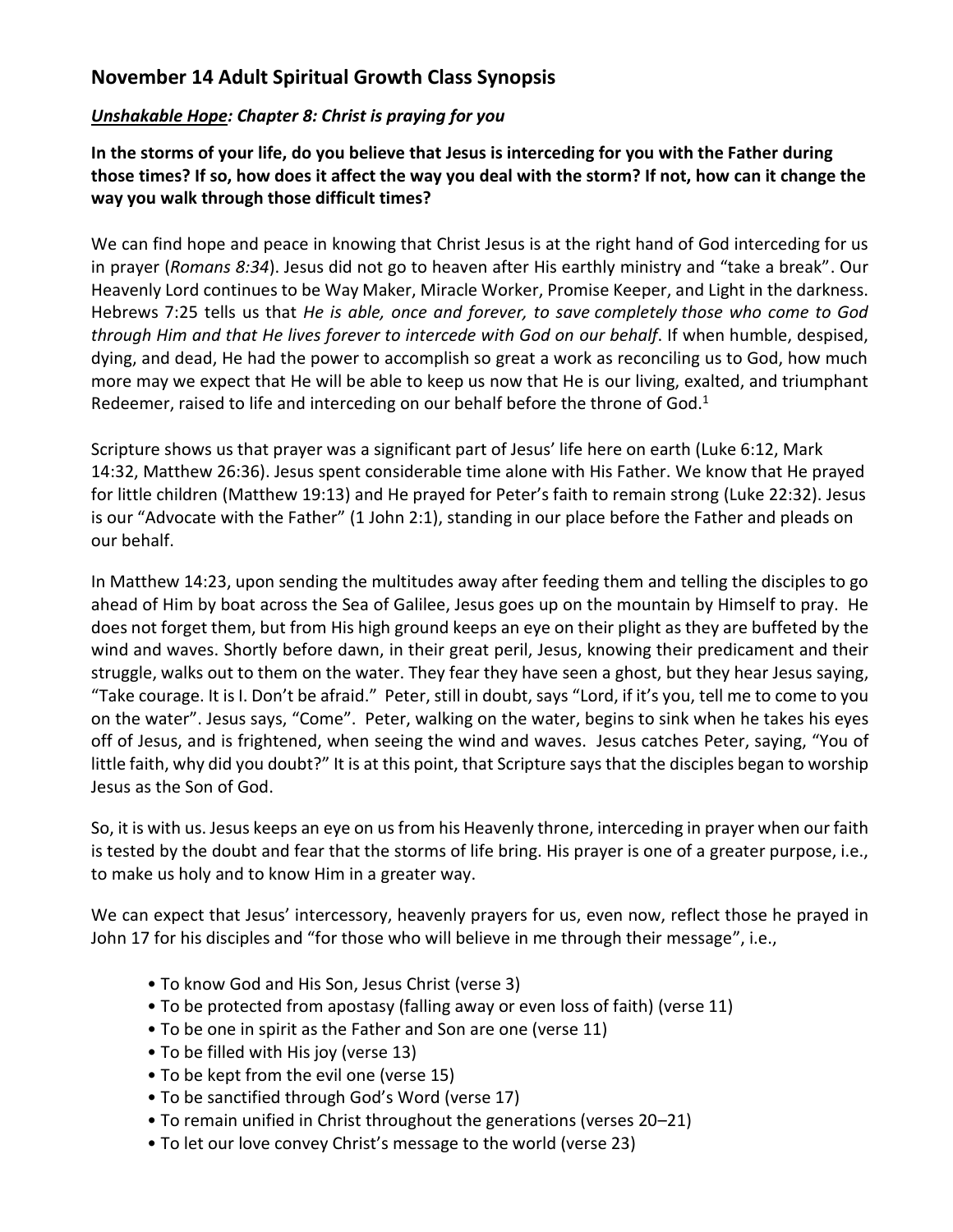## November 14 Adult Spiritual Growth Class Synopsis

### ***Unshakable Hope*: Chapter 8: Christ is praying for you**

**In the storms of your life, do you believe that Jesus is interceding for you with the Father during those times? If so, how does it affect the way you deal with the storm? If not, how can it change the way you walk through those difficult times?**

We can find hope and peace in knowing that Christ Jesus is at the right hand of God interceding for us in prayer (*Romans 8:34*). Jesus did not go to heaven after His earthly ministry and "take a break". Our Heavenly Lord continues to be Way Maker, Miracle Worker, Promise Keeper, and Light in the darkness. Hebrews 7:25 tells us that *He is able, once and forever, to save completely those who come to God through Him and that He lives forever to intercede with God on our behalf*. If when humble, despised, dying, and dead, He had the power to accomplish so great a work as reconciling us to God, how much more may we expect that He will be able to keep us now that He is our living, exalted, and triumphant Redeemer, raised to life and interceding on our behalf before the throne of God.[1]

Scripture shows us that prayer was a significant part of Jesus' life here on earth (Luke 6:12, Mark 14:32, Matthew 26:36). Jesus spent considerable time alone with His Father. We know that He prayed for little children (Matthew 19:13) and He prayed for Peter's faith to remain strong (Luke 22:32). Jesus is our "Advocate with the Father" (1 John 2:1), standing in our place before the Father and pleads on our behalf.

In Matthew 14:23, upon sending the multitudes away after feeding them and telling the disciples to go ahead of Him by boat across the Sea of Galilee, Jesus goes up on the mountain by Himself to pray. He does not forget them, but from His high ground keeps an eye on their plight as they are buffeted by the wind and waves. Shortly before dawn, in their great peril, Jesus, knowing their predicament and their struggle, walks out to them on the water. They fear they have seen a ghost, but they hear Jesus saying, "Take courage. It is I. Don't be afraid." Peter, still in doubt, says "Lord, if it's you, tell me to come to you on the water". Jesus says, "Come". Peter, walking on the water, begins to sink when he takes his eyes off of Jesus, and is frightened, when seeing the wind and waves. Jesus catches Peter, saying, "You of little faith, why did you doubt?" It is at this point, that Scripture says that the disciples began to worship Jesus as the Son of God.

So, it is with us. Jesus keeps an eye on us from his Heavenly throne, interceding in prayer when our faith is tested by the doubt and fear that the storms of life bring. His prayer is one of a greater purpose, i.e., to make us holy and to know Him in a greater way.

We can expect that Jesus' intercessory, heavenly prayers for us, even now, reflect those he prayed in John 17 for his disciples and "for those who will believe in me through their message", i.e.,

- To know God and His Son, Jesus Christ (verse 3)
- To be protected from apostasy (falling away or even loss of faith) (verse 11)
- To be one in spirit as the Father and Son are one (verse 11)
- To be filled with His joy (verse 13)
- To be kept from the evil one (verse 15)
- To be sanctified through God's Word (verse 17)
- To remain unified in Christ throughout the generations (verses 20–21)
- To let our love convey Christ's message to the world (verse 23)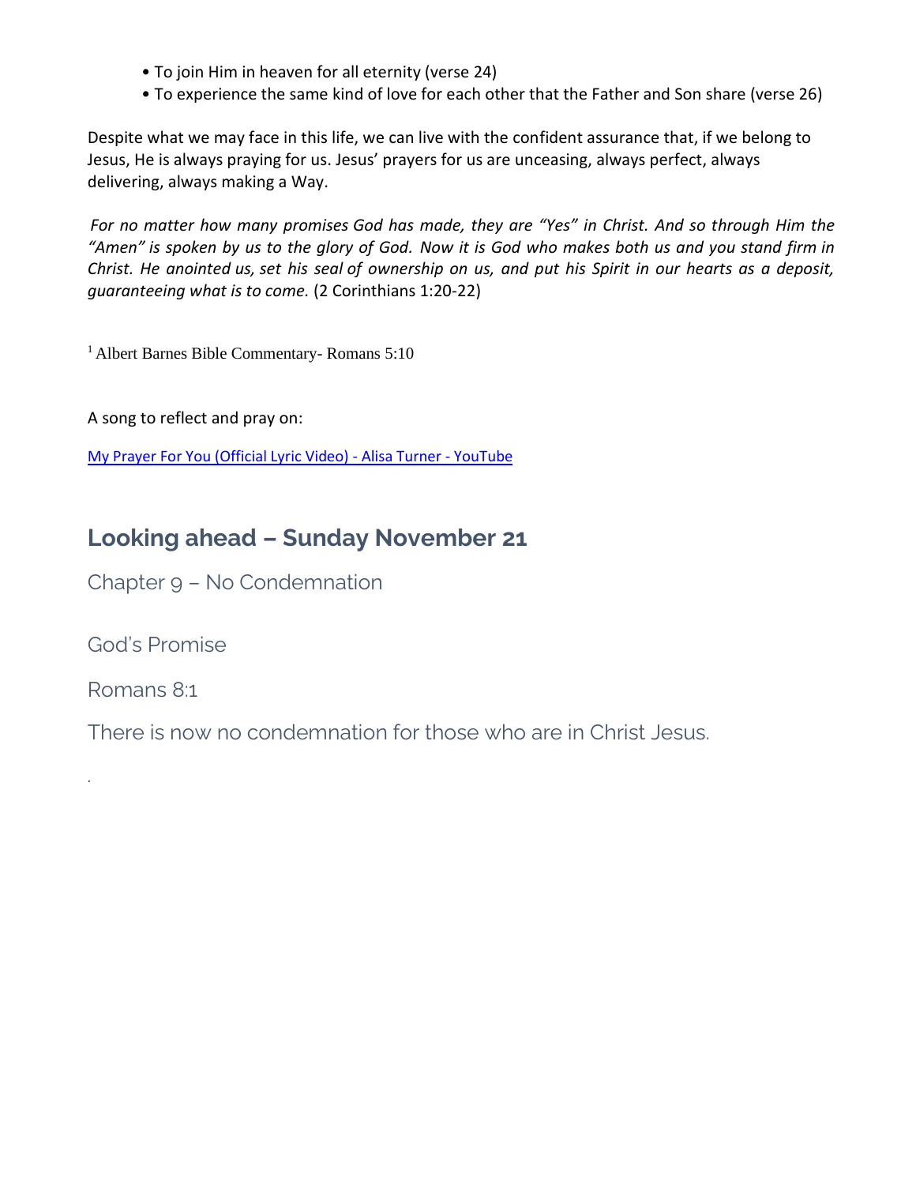- To join Him in heaven for all eternity (verse 24)
- To experience the same kind of love for each other that the Father and Son share (verse 26)

Despite what we may face in this life, we can live with the confident assurance that, if we belong to Jesus, He is always praying for us. Jesus' prayers for us are unceasing, always perfect, always delivering, always making a Way.

*For no matter how many promises God has made, they are "Yes" in Christ. And so through Him the "Amen" is spoken by us to the glory of God. Now it is God who makes both us and you stand firm in Christ. He anointed us, set his seal of ownership on us, and put his Spirit in our hearts as a deposit, guaranteeing what is to come.* (2 Corinthians 1:20-22)

[1] Albert Barnes Bible Commentary- Romans 5:10

A song to reflect and pray on:

My Prayer For You (Official Lyric Video) - Alisa Turner - YouTube

## Looking ahead – Sunday November 21

### Chapter 9 – No Condemnation

God's Promise

Romans 8:1

There is now no condemnation for those who are in Christ Jesus.